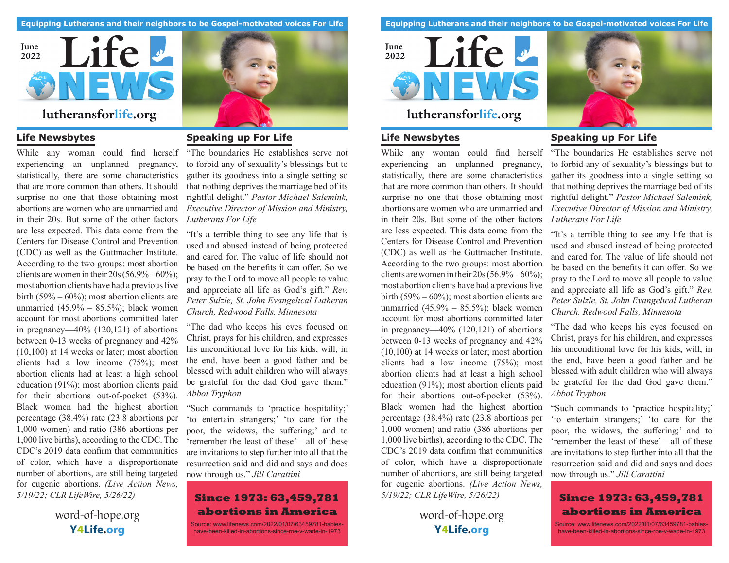Equipping Lutherans and their neighbors to be Gospel-motivated voices For Life

June 2022

# Life NEWS

lutheransforlife.org

## Life Newsbytes

While any woman could find herself experiencing an unplanned pregnancy, statistically, there are some characteristics that are more common than others. It should surprise no one that those obtaining most abortions are women who are unmarried and in their 20s. But some of the other factors are less expected. This data come from the Centers for Disease Control and Prevention (CDC) as well as the Guttmacher Institute. According to the two groups: most abortion clients are women in their 20s (56.9% – 60%); most abortion clients have had a previous live birth (59% – 60%); most abortion clients are unmarried (45.9% – 85.5%); black women account for most abortions committed later in pregnancy—40% (120,121) of abortions between 0-13 weeks of pregnancy and 42% (10,100) at 14 weeks or later; most abortion clients had a low income (75%); most abortion clients had at least a high school education (91%); most abortion clients paid for their abortions out-of-pocket (53%). Black women had the highest abortion percentage (38.4%) rate (23.8 abortions per 1,000 women) and ratio (386 abortions per 1,000 live births), according to the CDC. The CDC's 2019 data confirm that communities of color, which have a disproportionate number of abortions, are still being targeted for eugenic abortions. *(Live Action News, 5/19/22; CLR LifeWire, 5/26/22)*

word-of-hope.org

**Y4Life.org**

## Speaking up For Life

"The boundaries He establishes serve not to forbid any of sexuality's blessings but to gather its goodness into a single setting so that nothing deprives the marriage bed of its rightful delight." *Pastor Michael Salemink, Executive Director of Mission and Ministry, Lutherans For Life*

"It's a terrible thing to see any life that is used and abused instead of being protected and cared for. The value of life should not be based on the benefits it can offer. So we pray to the Lord to move all people to value and appreciate all life as God's gift." *Rev. Peter Sulzle, St. John Evangelical Lutheran Church, Redwood Falls, Minnesota*

"The dad who keeps his eyes focused on Christ, prays for his children, and expresses his unconditional love for his kids, will, in the end, have been a good father and be blessed with adult children who will always be grateful for the dad God gave them." *Abbot Tryphon*

"Such commands to 'practice hospitality;' 'to entertain strangers;' 'to care for the poor, the widows, the suffering;' and to 'remember the least of these'—all of these are invitations to step further into all that the resurrection said and did and says and does now through us." *Jill Carattini*

**Since 1973: 63,459,781 abortions in America**

Source: www.lifenews.com/2022/01/07/63459781-babies-have-been-killed-in-abortions-since-roe-v-wade-in-1973

---

Equipping Lutherans and their neighbors to be Gospel-motivated voices For Life

June 2022

# Life NEWS

lutheransforlife.org

## Life Newsbytes

While any woman could find herself experiencing an unplanned pregnancy, statistically, there are some characteristics that are more common than others. It should surprise no one that those obtaining most abortions are women who are unmarried and in their 20s. But some of the other factors are less expected. This data come from the Centers for Disease Control and Prevention (CDC) as well as the Guttmacher Institute. According to the two groups: most abortion clients are women in their 20s (56.9% – 60%); most abortion clients have had a previous live birth (59% – 60%); most abortion clients are unmarried (45.9% – 85.5%); black women account for most abortions committed later in pregnancy—40% (120,121) of abortions between 0-13 weeks of pregnancy and 42% (10,100) at 14 weeks or later; most abortion clients had a low income (75%); most abortion clients had at least a high school education (91%); most abortion clients paid for their abortions out-of-pocket (53%). Black women had the highest abortion percentage (38.4%) rate (23.8 abortions per 1,000 women) and ratio (386 abortions per 1,000 live births), according to the CDC. The CDC's 2019 data confirm that communities of color, which have a disproportionate number of abortions, are still being targeted for eugenic abortions. *(Live Action News, 5/19/22; CLR LifeWire, 5/26/22)*

word-of-hope.org

**Y4Life.org**

## Speaking up For Life

"The boundaries He establishes serve not to forbid any of sexuality's blessings but to gather its goodness into a single setting so that nothing deprives the marriage bed of its rightful delight." *Pastor Michael Salemink, Executive Director of Mission and Ministry, Lutherans For Life*

"It's a terrible thing to see any life that is used and abused instead of being protected and cared for. The value of life should not be based on the benefits it can offer. So we pray to the Lord to move all people to value and appreciate all life as God's gift." *Rev. Peter Sulzle, St. John Evangelical Lutheran Church, Redwood Falls, Minnesota*

"The dad who keeps his eyes focused on Christ, prays for his children, and expresses his unconditional love for his kids, will, in the end, have been a good father and be blessed with adult children who will always be grateful for the dad God gave them." *Abbot Tryphon*

"Such commands to 'practice hospitality;' 'to entertain strangers;' 'to care for the poor, the widows, the suffering;' and to 'remember the least of these'—all of these are invitations to step further into all that the resurrection said and did and says and does now through us." *Jill Carattini*

**Since 1973: 63,459,781 abortions in America**

Source: www.lifenews.com/2022/01/07/63459781-babies-have-been-killed-in-abortions-since-roe-v-wade-in-1973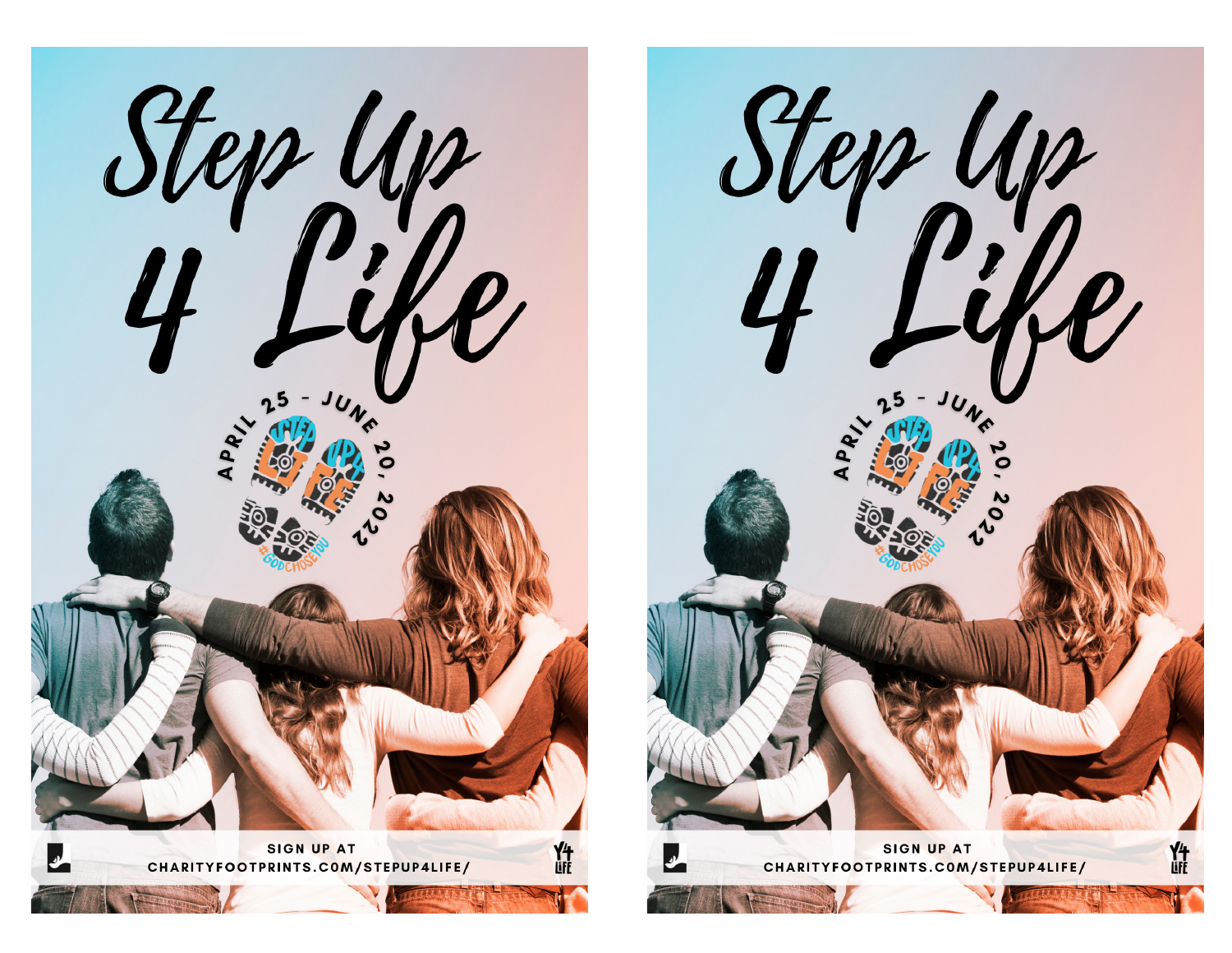# Step Up 4 Life

APRIL 25 - JUNE 20, 2022

#GODCHOSEYOU

SIGN UP AT
CHARITYFOOTPRINTS.COM/STEPUP4LIFE/

# Step Up 4 Life

APRIL 25 - JUNE 20, 2022

#GODCHOSEYOU

SIGN UP AT
CHARITYFOOTPRINTS.COM/STEPUP4LIFE/